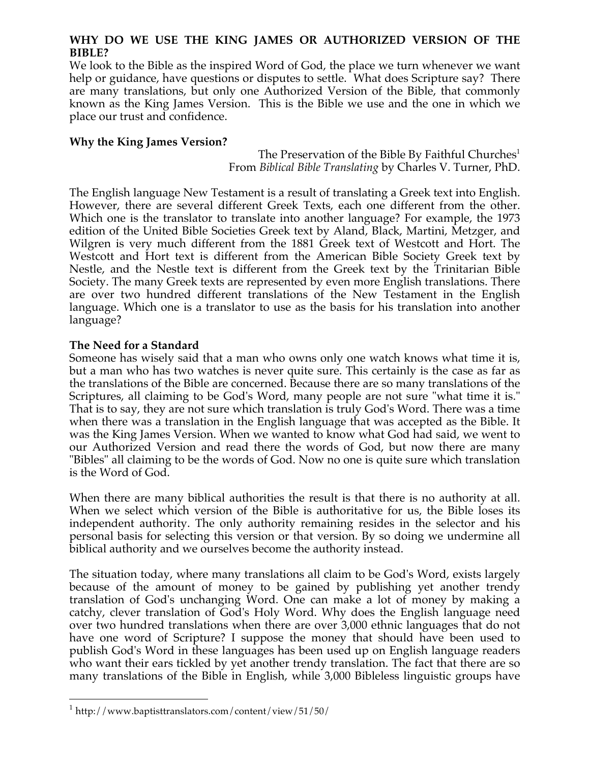**WHY DO WE USE THE KING JAMES OR AUTHORIZED VERSION OF THE BIBLE?**

We look to the Bible as the inspired Word of God, the place we turn whenever we want help or guidance, have questions or disputes to settle. What does Scripture say? There are many translations, but only one Authorized Version of the Bible, that commonly known as the King James Version. This is the Bible we use and the one in which we place our trust and confidence.

**Why the King James Version?**

The Preservation of the Bible By Faithful Churches[1]
From *Biblical Bible Translating* by Charles V. Turner, PhD.

The English language New Testament is a result of translating a Greek text into English. However, there are several different Greek Texts, each one different from the other. Which one is the translator to translate into another language? For example, the 1973 edition of the United Bible Societies Greek text by Aland, Black, Martini, Metzger, and Wilgren is very much different from the 1881 Greek text of Westcott and Hort. The Westcott and Hort text is different from the American Bible Society Greek text by Nestle, and the Nestle text is different from the Greek text by the Trinitarian Bible Society. The many Greek texts are represented by even more English translations. There are over two hundred different translations of the New Testament in the English language. Which one is a translator to use as the basis for his translation into another language?

**The Need for a Standard**

Someone has wisely said that a man who owns only one watch knows what time it is, but a man who has two watches is never quite sure. This certainly is the case as far as the translations of the Bible are concerned. Because there are so many translations of the Scriptures, all claiming to be God's Word, many people are not sure "what time it is." That is to say, they are not sure which translation is truly God's Word. There was a time when there was a translation in the English language that was accepted as the Bible. It was the King James Version. When we wanted to know what God had said, we went to our Authorized Version and read there the words of God, but now there are many "Bibles" all claiming to be the words of God. Now no one is quite sure which translation is the Word of God.

When there are many biblical authorities the result is that there is no authority at all. When we select which version of the Bible is authoritative for us, the Bible loses its independent authority. The only authority remaining resides in the selector and his personal basis for selecting this version or that version. By so doing we undermine all biblical authority and we ourselves become the authority instead.

The situation today, where many translations all claim to be God's Word, exists largely because of the amount of money to be gained by publishing yet another trendy translation of God's unchanging Word. One can make a lot of money by making a catchy, clever translation of God's Holy Word. Why does the English language need over two hundred translations when there are over 3,000 ethnic languages that do not have one word of Scripture? I suppose the money that should have been used to publish God's Word in these languages has been used up on English language readers who want their ears tickled by yet another trendy translation. The fact that there are so many translations of the Bible in English, while 3,000 Bibleless linguistic groups have

[1] http://www.baptisttranslators.com/content/view/51/50/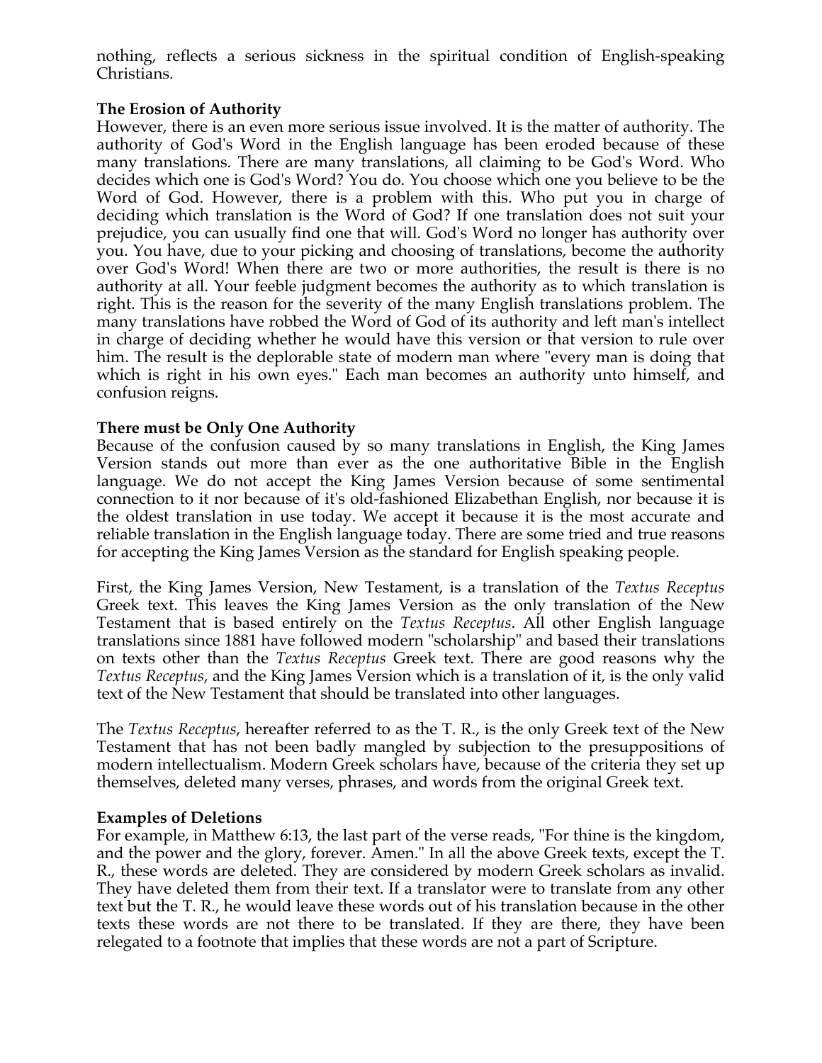nothing, reflects a serious sickness in the spiritual condition of English-speaking Christians.

**The Erosion of Authority**

However, there is an even more serious issue involved. It is the matter of authority. The authority of God's Word in the English language has been eroded because of these many translations. There are many translations, all claiming to be God's Word. Who decides which one is God's Word? You do. You choose which one you believe to be the Word of God. However, there is a problem with this. Who put you in charge of deciding which translation is the Word of God? If one translation does not suit your prejudice, you can usually find one that will. God's Word no longer has authority over you. You have, due to your picking and choosing of translations, become the authority over God's Word! When there are two or more authorities, the result is there is no authority at all. Your feeble judgment becomes the authority as to which translation is right. This is the reason for the severity of the many English translations problem. The many translations have robbed the Word of God of its authority and left man's intellect in charge of deciding whether he would have this version or that version to rule over him. The result is the deplorable state of modern man where "every man is doing that which is right in his own eyes." Each man becomes an authority unto himself, and confusion reigns.

**There must be Only One Authority**

Because of the confusion caused by so many translations in English, the King James Version stands out more than ever as the one authoritative Bible in the English language. We do not accept the King James Version because of some sentimental connection to it nor because of it's old-fashioned Elizabethan English, nor because it is the oldest translation in use today. We accept it because it is the most accurate and reliable translation in the English language today. There are some tried and true reasons for accepting the King James Version as the standard for English speaking people.

First, the King James Version, New Testament, is a translation of the *Textus Receptus* Greek text. This leaves the King James Version as the only translation of the New Testament that is based entirely on the *Textus Receptus*. All other English language translations since 1881 have followed modern "scholarship" and based their translations on texts other than the *Textus Receptus* Greek text. There are good reasons why the *Textus Receptus*, and the King James Version which is a translation of it, is the only valid text of the New Testament that should be translated into other languages.

The *Textus Receptus*, hereafter referred to as the T. R., is the only Greek text of the New Testament that has not been badly mangled by subjection to the presuppositions of modern intellectualism. Modern Greek scholars have, because of the criteria they set up themselves, deleted many verses, phrases, and words from the original Greek text.

**Examples of Deletions**

For example, in Matthew 6:13, the last part of the verse reads, "For thine is the kingdom, and the power and the glory, forever. Amen." In all the above Greek texts, except the T. R., these words are deleted. They are considered by modern Greek scholars as invalid. They have deleted them from their text. If a translator were to translate from any other text but the T. R., he would leave these words out of his translation because in the other texts these words are not there to be translated. If they are there, they have been relegated to a footnote that implies that these words are not a part of Scripture.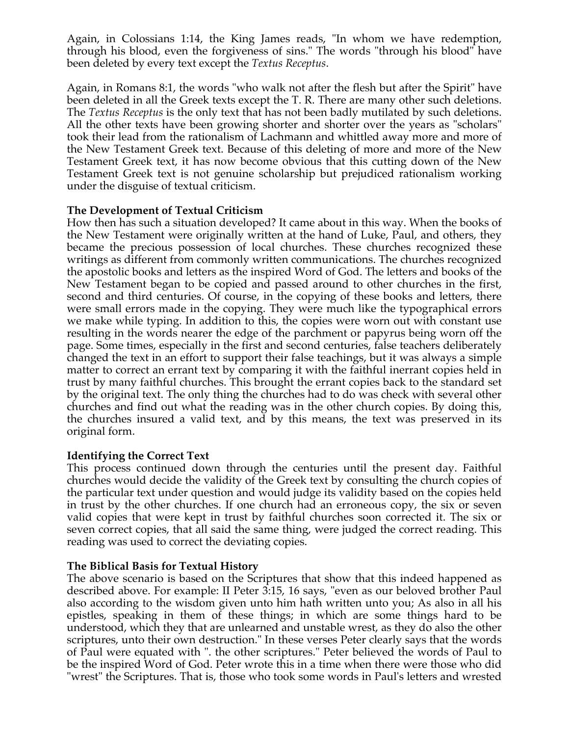Again, in Colossians 1:14, the King James reads, "In whom we have redemption, through his blood, even the forgiveness of sins." The words "through his blood" have been deleted by every text except the *Textus Receptus*.

Again, in Romans 8:1, the words "who walk not after the flesh but after the Spirit" have been deleted in all the Greek texts except the T. R. There are many other such deletions. The *Textus Receptus* is the only text that has not been badly mutilated by such deletions. All the other texts have been growing shorter and shorter over the years as "scholars" took their lead from the rationalism of Lachmann and whittled away more and more of the New Testament Greek text. Because of this deleting of more and more of the New Testament Greek text, it has now become obvious that this cutting down of the New Testament Greek text is not genuine scholarship but prejudiced rationalism working under the disguise of textual criticism.

**The Development of Textual Criticism**

How then has such a situation developed? It came about in this way. When the books of the New Testament were originally written at the hand of Luke, Paul, and others, they became the precious possession of local churches. These churches recognized these writings as different from commonly written communications. The churches recognized the apostolic books and letters as the inspired Word of God. The letters and books of the New Testament began to be copied and passed around to other churches in the first, second and third centuries. Of course, in the copying of these books and letters, there were small errors made in the copying. They were much like the typographical errors we make while typing. In addition to this, the copies were worn out with constant use resulting in the words nearer the edge of the parchment or papyrus being worn off the page. Some times, especially in the first and second centuries, false teachers deliberately changed the text in an effort to support their false teachings, but it was always a simple matter to correct an errant text by comparing it with the faithful inerrant copies held in trust by many faithful churches. This brought the errant copies back to the standard set by the original text. The only thing the churches had to do was check with several other churches and find out what the reading was in the other church copies. By doing this, the churches insured a valid text, and by this means, the text was preserved in its original form.

**Identifying the Correct Text**

This process continued down through the centuries until the present day. Faithful churches would decide the validity of the Greek text by consulting the church copies of the particular text under question and would judge its validity based on the copies held in trust by the other churches. If one church had an erroneous copy, the six or seven valid copies that were kept in trust by faithful churches soon corrected it. The six or seven correct copies, that all said the same thing, were judged the correct reading. This reading was used to correct the deviating copies.

**The Biblical Basis for Textual History**

The above scenario is based on the Scriptures that show that this indeed happened as described above. For example: II Peter 3:15, 16 says, "even as our beloved brother Paul also according to the wisdom given unto him hath written unto you; As also in all his epistles, speaking in them of these things; in which are some things hard to be understood, which they that are unlearned and unstable wrest, as they do also the other scriptures, unto their own destruction." In these verses Peter clearly says that the words of Paul were equated with ". the other scriptures." Peter believed the words of Paul to be the inspired Word of God. Peter wrote this in a time when there were those who did "wrest" the Scriptures. That is, those who took some words in Paul's letters and wrested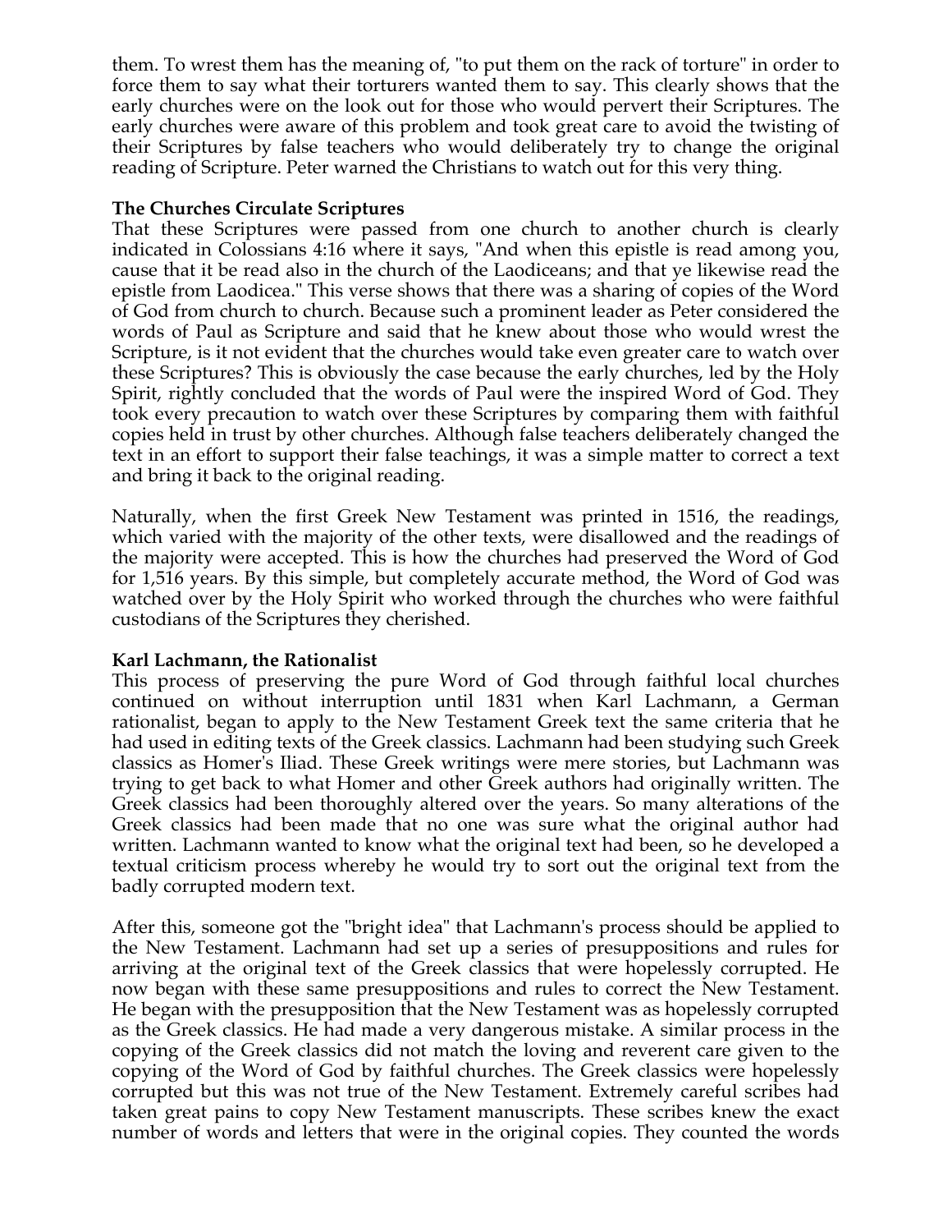them. To wrest them has the meaning of, "to put them on the rack of torture" in order to force them to say what their torturers wanted them to say. This clearly shows that the early churches were on the look out for those who would pervert their Scriptures. The early churches were aware of this problem and took great care to avoid the twisting of their Scriptures by false teachers who would deliberately try to change the original reading of Scripture. Peter warned the Christians to watch out for this very thing.

**The Churches Circulate Scriptures**

That these Scriptures were passed from one church to another church is clearly indicated in Colossians 4:16 where it says, "And when this epistle is read among you, cause that it be read also in the church of the Laodiceans; and that ye likewise read the epistle from Laodicea." This verse shows that there was a sharing of copies of the Word of God from church to church. Because such a prominent leader as Peter considered the words of Paul as Scripture and said that he knew about those who would wrest the Scripture, is it not evident that the churches would take even greater care to watch over these Scriptures? This is obviously the case because the early churches, led by the Holy Spirit, rightly concluded that the words of Paul were the inspired Word of God. They took every precaution to watch over these Scriptures by comparing them with faithful copies held in trust by other churches. Although false teachers deliberately changed the text in an effort to support their false teachings, it was a simple matter to correct a text and bring it back to the original reading.

Naturally, when the first Greek New Testament was printed in 1516, the readings, which varied with the majority of the other texts, were disallowed and the readings of the majority were accepted. This is how the churches had preserved the Word of God for 1,516 years. By this simple, but completely accurate method, the Word of God was watched over by the Holy Spirit who worked through the churches who were faithful custodians of the Scriptures they cherished.

**Karl Lachmann, the Rationalist**

This process of preserving the pure Word of God through faithful local churches continued on without interruption until 1831 when Karl Lachmann, a German rationalist, began to apply to the New Testament Greek text the same criteria that he had used in editing texts of the Greek classics. Lachmann had been studying such Greek classics as Homer's Iliad. These Greek writings were mere stories, but Lachmann was trying to get back to what Homer and other Greek authors had originally written. The Greek classics had been thoroughly altered over the years. So many alterations of the Greek classics had been made that no one was sure what the original author had written. Lachmann wanted to know what the original text had been, so he developed a textual criticism process whereby he would try to sort out the original text from the badly corrupted modern text.

After this, someone got the "bright idea" that Lachmann's process should be applied to the New Testament. Lachmann had set up a series of presuppositions and rules for arriving at the original text of the Greek classics that were hopelessly corrupted. He now began with these same presuppositions and rules to correct the New Testament. He began with the presupposition that the New Testament was as hopelessly corrupted as the Greek classics. He had made a very dangerous mistake. A similar process in the copying of the Greek classics did not match the loving and reverent care given to the copying of the Word of God by faithful churches. The Greek classics were hopelessly corrupted but this was not true of the New Testament. Extremely careful scribes had taken great pains to copy New Testament manuscripts. These scribes knew the exact number of words and letters that were in the original copies. They counted the words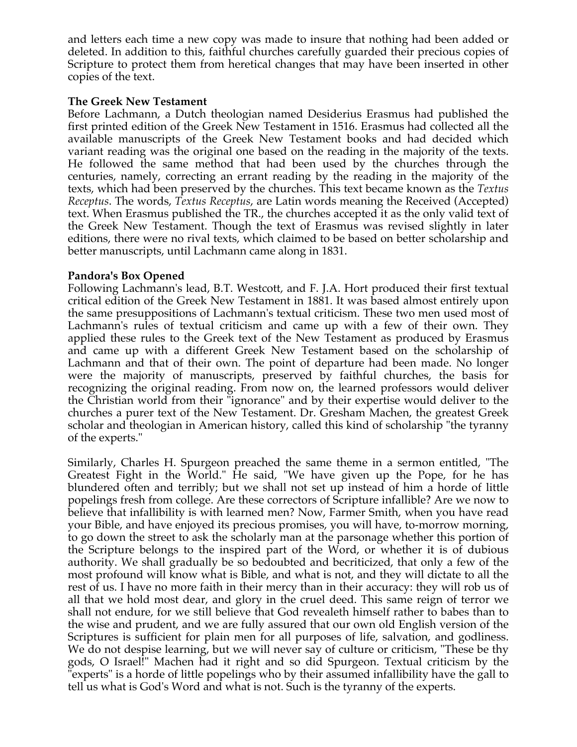and letters each time a new copy was made to insure that nothing had been added or deleted. In addition to this, faithful churches carefully guarded their precious copies of Scripture to protect them from heretical changes that may have been inserted in other copies of the text.

**The Greek New Testament**

Before Lachmann, a Dutch theologian named Desiderius Erasmus had published the first printed edition of the Greek New Testament in 1516. Erasmus had collected all the available manuscripts of the Greek New Testament books and had decided which variant reading was the original one based on the reading in the majority of the texts. He followed the same method that had been used by the churches through the centuries, namely, correcting an errant reading by the reading in the majority of the texts, which had been preserved by the churches. This text became known as the *Textus Receptus*. The words, *Textus Receptus*, are Latin words meaning the Received (Accepted) text. When Erasmus published the TR., the churches accepted it as the only valid text of the Greek New Testament. Though the text of Erasmus was revised slightly in later editions, there were no rival texts, which claimed to be based on better scholarship and better manuscripts, until Lachmann came along in 1831.

**Pandora's Box Opened**

Following Lachmann's lead, B.T. Westcott, and F. J.A. Hort produced their first textual critical edition of the Greek New Testament in 1881. It was based almost entirely upon the same presuppositions of Lachmann's textual criticism. These two men used most of Lachmann's rules of textual criticism and came up with a few of their own. They applied these rules to the Greek text of the New Testament as produced by Erasmus and came up with a different Greek New Testament based on the scholarship of Lachmann and that of their own. The point of departure had been made. No longer were the majority of manuscripts, preserved by faithful churches, the basis for recognizing the original reading. From now on, the learned professors would deliver the Christian world from their "ignorance" and by their expertise would deliver to the churches a purer text of the New Testament. Dr. Gresham Machen, the greatest Greek scholar and theologian in American history, called this kind of scholarship "the tyranny of the experts."

Similarly, Charles H. Spurgeon preached the same theme in a sermon entitled, "The Greatest Fight in the World." He said, "We have given up the Pope, for he has blundered often and terribly; but we shall not set up instead of him a horde of little popelings fresh from college. Are these correctors of Scripture infallible? Are we now to believe that infallibility is with learned men? Now, Farmer Smith, when you have read your Bible, and have enjoyed its precious promises, you will have, to-morrow morning, to go down the street to ask the scholarly man at the parsonage whether this portion of the Scripture belongs to the inspired part of the Word, or whether it is of dubious authority. We shall gradually be so bedoubted and becriticized, that only a few of the most profound will know what is Bible, and what is not, and they will dictate to all the rest of us. I have no more faith in their mercy than in their accuracy: they will rob us of all that we hold most dear, and glory in the cruel deed. This same reign of terror we shall not endure, for we still believe that God revealeth himself rather to babes than to the wise and prudent, and we are fully assured that our own old English version of the Scriptures is sufficient for plain men for all purposes of life, salvation, and godliness. We do not despise learning, but we will never say of culture or criticism, "These be thy gods, O Israel!" Machen had it right and so did Spurgeon. Textual criticism by the "experts" is a horde of little popelings who by their assumed infallibility have the gall to tell us what is God's Word and what is not. Such is the tyranny of the experts.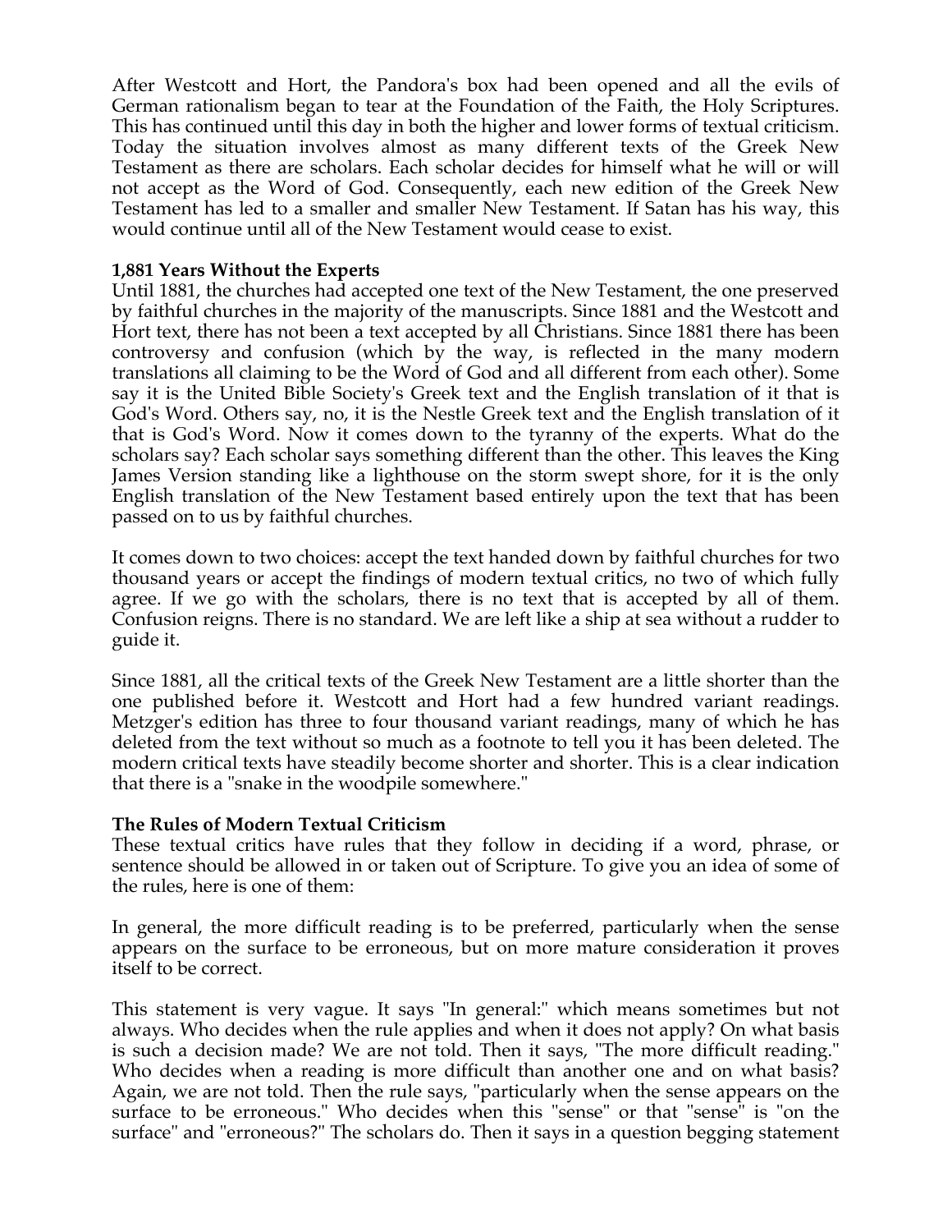After Westcott and Hort, the Pandora's box had been opened and all the evils of German rationalism began to tear at the Foundation of the Faith, the Holy Scriptures. This has continued until this day in both the higher and lower forms of textual criticism. Today the situation involves almost as many different texts of the Greek New Testament as there are scholars. Each scholar decides for himself what he will or will not accept as the Word of God. Consequently, each new edition of the Greek New Testament has led to a smaller and smaller New Testament. If Satan has his way, this would continue until all of the New Testament would cease to exist.

**1,881 Years Without the Experts**

Until 1881, the churches had accepted one text of the New Testament, the one preserved by faithful churches in the majority of the manuscripts. Since 1881 and the Westcott and Hort text, there has not been a text accepted by all Christians. Since 1881 there has been controversy and confusion (which by the way, is reflected in the many modern translations all claiming to be the Word of God and all different from each other). Some say it is the United Bible Society's Greek text and the English translation of it that is God's Word. Others say, no, it is the Nestle Greek text and the English translation of it that is God's Word. Now it comes down to the tyranny of the experts. What do the scholars say? Each scholar says something different than the other. This leaves the King James Version standing like a lighthouse on the storm swept shore, for it is the only English translation of the New Testament based entirely upon the text that has been passed on to us by faithful churches.

It comes down to two choices: accept the text handed down by faithful churches for two thousand years or accept the findings of modern textual critics, no two of which fully agree. If we go with the scholars, there is no text that is accepted by all of them. Confusion reigns. There is no standard. We are left like a ship at sea without a rudder to guide it.

Since 1881, all the critical texts of the Greek New Testament are a little shorter than the one published before it. Westcott and Hort had a few hundred variant readings. Metzger's edition has three to four thousand variant readings, many of which he has deleted from the text without so much as a footnote to tell you it has been deleted. The modern critical texts have steadily become shorter and shorter. This is a clear indication that there is a "snake in the woodpile somewhere."

**The Rules of Modern Textual Criticism**

These textual critics have rules that they follow in deciding if a word, phrase, or sentence should be allowed in or taken out of Scripture. To give you an idea of some of the rules, here is one of them:

In general, the more difficult reading is to be preferred, particularly when the sense appears on the surface to be erroneous, but on more mature consideration it proves itself to be correct.

This statement is very vague. It says "In general:" which means sometimes but not always. Who decides when the rule applies and when it does not apply? On what basis is such a decision made? We are not told. Then it says, "The more difficult reading." Who decides when a reading is more difficult than another one and on what basis? Again, we are not told. Then the rule says, "particularly when the sense appears on the surface to be erroneous." Who decides when this "sense" or that "sense" is "on the surface" and "erroneous?" The scholars do. Then it says in a question begging statement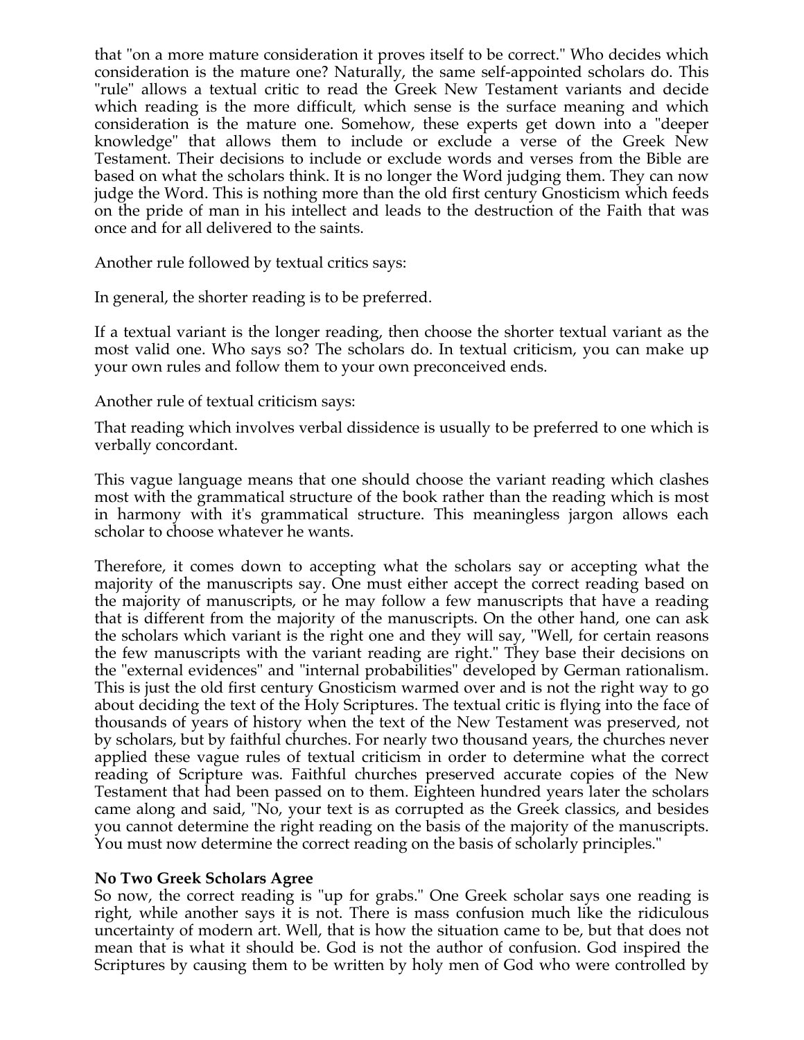that "on a more mature consideration it proves itself to be correct." Who decides which consideration is the mature one? Naturally, the same self-appointed scholars do. This "rule" allows a textual critic to read the Greek New Testament variants and decide which reading is the more difficult, which sense is the surface meaning and which consideration is the mature one. Somehow, these experts get down into a "deeper knowledge" that allows them to include or exclude a verse of the Greek New Testament. Their decisions to include or exclude words and verses from the Bible are based on what the scholars think. It is no longer the Word judging them. They can now judge the Word. This is nothing more than the old first century Gnosticism which feeds on the pride of man in his intellect and leads to the destruction of the Faith that was once and for all delivered to the saints.

Another rule followed by textual critics says:

In general, the shorter reading is to be preferred.

If a textual variant is the longer reading, then choose the shorter textual variant as the most valid one. Who says so? The scholars do. In textual criticism, you can make up your own rules and follow them to your own preconceived ends.

Another rule of textual criticism says:

That reading which involves verbal dissidence is usually to be preferred to one which is verbally concordant.

This vague language means that one should choose the variant reading which clashes most with the grammatical structure of the book rather than the reading which is most in harmony with it's grammatical structure. This meaningless jargon allows each scholar to choose whatever he wants.

Therefore, it comes down to accepting what the scholars say or accepting what the majority of the manuscripts say. One must either accept the correct reading based on the majority of manuscripts, or he may follow a few manuscripts that have a reading that is different from the majority of the manuscripts. On the other hand, one can ask the scholars which variant is the right one and they will say, "Well, for certain reasons the few manuscripts with the variant reading are right." They base their decisions on the "external evidences" and "internal probabilities" developed by German rationalism. This is just the old first century Gnosticism warmed over and is not the right way to go about deciding the text of the Holy Scriptures. The textual critic is flying into the face of thousands of years of history when the text of the New Testament was preserved, not by scholars, but by faithful churches. For nearly two thousand years, the churches never applied these vague rules of textual criticism in order to determine what the correct reading of Scripture was. Faithful churches preserved accurate copies of the New Testament that had been passed on to them. Eighteen hundred years later the scholars came along and said, "No, your text is as corrupted as the Greek classics, and besides you cannot determine the right reading on the basis of the majority of the manuscripts. You must now determine the correct reading on the basis of scholarly principles."

**No Two Greek Scholars Agree**

So now, the correct reading is "up for grabs." One Greek scholar says one reading is right, while another says it is not. There is mass confusion much like the ridiculous uncertainty of modern art. Well, that is how the situation came to be, but that does not mean that is what it should be. God is not the author of confusion. God inspired the Scriptures by causing them to be written by holy men of God who were controlled by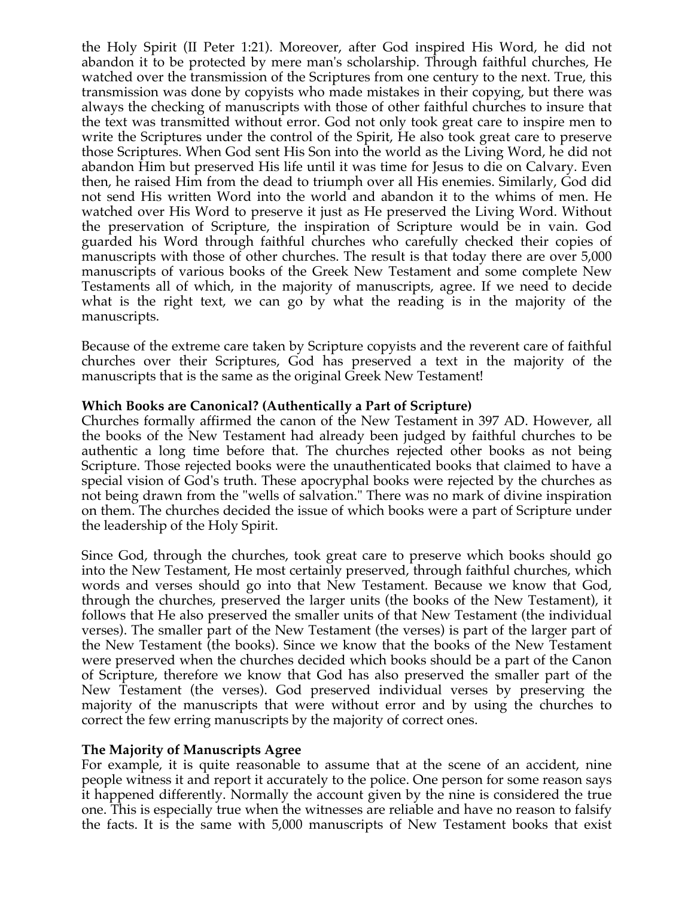the Holy Spirit (II Peter 1:21). Moreover, after God inspired His Word, he did not abandon it to be protected by mere man's scholarship. Through faithful churches, He watched over the transmission of the Scriptures from one century to the next. True, this transmission was done by copyists who made mistakes in their copying, but there was always the checking of manuscripts with those of other faithful churches to insure that the text was transmitted without error. God not only took great care to inspire men to write the Scriptures under the control of the Spirit, He also took great care to preserve those Scriptures. When God sent His Son into the world as the Living Word, he did not abandon Him but preserved His life until it was time for Jesus to die on Calvary. Even then, he raised Him from the dead to triumph over all His enemies. Similarly, God did not send His written Word into the world and abandon it to the whims of men. He watched over His Word to preserve it just as He preserved the Living Word. Without the preservation of Scripture, the inspiration of Scripture would be in vain. God guarded his Word through faithful churches who carefully checked their copies of manuscripts with those of other churches. The result is that today there are over 5,000 manuscripts of various books of the Greek New Testament and some complete New Testaments all of which, in the majority of manuscripts, agree. If we need to decide what is the right text, we can go by what the reading is in the majority of the manuscripts.

Because of the extreme care taken by Scripture copyists and the reverent care of faithful churches over their Scriptures, God has preserved a text in the majority of the manuscripts that is the same as the original Greek New Testament!

**Which Books are Canonical? (Authentically a Part of Scripture)**

Churches formally affirmed the canon of the New Testament in 397 AD. However, all the books of the New Testament had already been judged by faithful churches to be authentic a long time before that. The churches rejected other books as not being Scripture. Those rejected books were the unauthenticated books that claimed to have a special vision of God's truth. These apocryphal books were rejected by the churches as not being drawn from the "wells of salvation." There was no mark of divine inspiration on them. The churches decided the issue of which books were a part of Scripture under the leadership of the Holy Spirit.

Since God, through the churches, took great care to preserve which books should go into the New Testament, He most certainly preserved, through faithful churches, which words and verses should go into that New Testament. Because we know that God, through the churches, preserved the larger units (the books of the New Testament), it follows that He also preserved the smaller units of that New Testament (the individual verses). The smaller part of the New Testament (the verses) is part of the larger part of the New Testament (the books). Since we know that the books of the New Testament were preserved when the churches decided which books should be a part of the Canon of Scripture, therefore we know that God has also preserved the smaller part of the New Testament (the verses). God preserved individual verses by preserving the majority of the manuscripts that were without error and by using the churches to correct the few erring manuscripts by the majority of correct ones.

**The Majority of Manuscripts Agree**

For example, it is quite reasonable to assume that at the scene of an accident, nine people witness it and report it accurately to the police. One person for some reason says it happened differently. Normally the account given by the nine is considered the true one. This is especially true when the witnesses are reliable and have no reason to falsify the facts. It is the same with 5,000 manuscripts of New Testament books that exist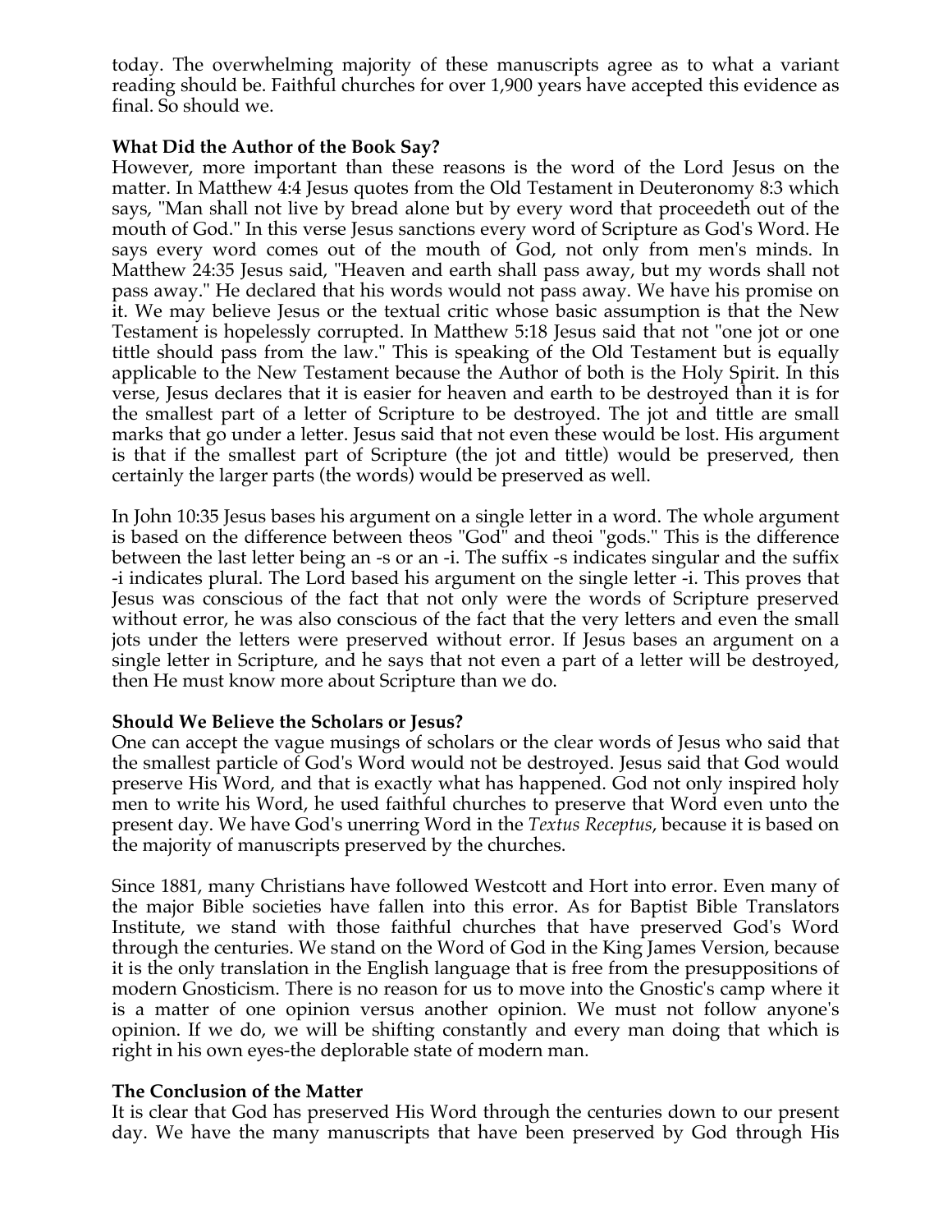today. The overwhelming majority of these manuscripts agree as to what a variant reading should be. Faithful churches for over 1,900 years have accepted this evidence as final. So should we.

**What Did the Author of the Book Say?**

However, more important than these reasons is the word of the Lord Jesus on the matter. In Matthew 4:4 Jesus quotes from the Old Testament in Deuteronomy 8:3 which says, "Man shall not live by bread alone but by every word that proceedeth out of the mouth of God." In this verse Jesus sanctions every word of Scripture as God's Word. He says every word comes out of the mouth of God, not only from men's minds. In Matthew 24:35 Jesus said, "Heaven and earth shall pass away, but my words shall not pass away." He declared that his words would not pass away. We have his promise on it. We may believe Jesus or the textual critic whose basic assumption is that the New Testament is hopelessly corrupted. In Matthew 5:18 Jesus said that not "one jot or one tittle should pass from the law." This is speaking of the Old Testament but is equally applicable to the New Testament because the Author of both is the Holy Spirit. In this verse, Jesus declares that it is easier for heaven and earth to be destroyed than it is for the smallest part of a letter of Scripture to be destroyed. The jot and tittle are small marks that go under a letter. Jesus said that not even these would be lost. His argument is that if the smallest part of Scripture (the jot and tittle) would be preserved, then certainly the larger parts (the words) would be preserved as well.

In John 10:35 Jesus bases his argument on a single letter in a word. The whole argument is based on the difference between theos "God" and theoi "gods." This is the difference between the last letter being an -s or an -i. The suffix -s indicates singular and the suffix -i indicates plural. The Lord based his argument on the single letter -i. This proves that Jesus was conscious of the fact that not only were the words of Scripture preserved without error, he was also conscious of the fact that the very letters and even the small jots under the letters were preserved without error. If Jesus bases an argument on a single letter in Scripture, and he says that not even a part of a letter will be destroyed, then He must know more about Scripture than we do.

**Should We Believe the Scholars or Jesus?**

One can accept the vague musings of scholars or the clear words of Jesus who said that the smallest particle of God's Word would not be destroyed. Jesus said that God would preserve His Word, and that is exactly what has happened. God not only inspired holy men to write his Word, he used faithful churches to preserve that Word even unto the present day. We have God's unerring Word in the *Textus Receptus*, because it is based on the majority of manuscripts preserved by the churches.

Since 1881, many Christians have followed Westcott and Hort into error. Even many of the major Bible societies have fallen into this error. As for Baptist Bible Translators Institute, we stand with those faithful churches that have preserved God's Word through the centuries. We stand on the Word of God in the King James Version, because it is the only translation in the English language that is free from the presuppositions of modern Gnosticism. There is no reason for us to move into the Gnostic's camp where it is a matter of one opinion versus another opinion. We must not follow anyone's opinion. If we do, we will be shifting constantly and every man doing that which is right in his own eyes-the deplorable state of modern man.

**The Conclusion of the Matter**

It is clear that God has preserved His Word through the centuries down to our present day. We have the many manuscripts that have been preserved by God through His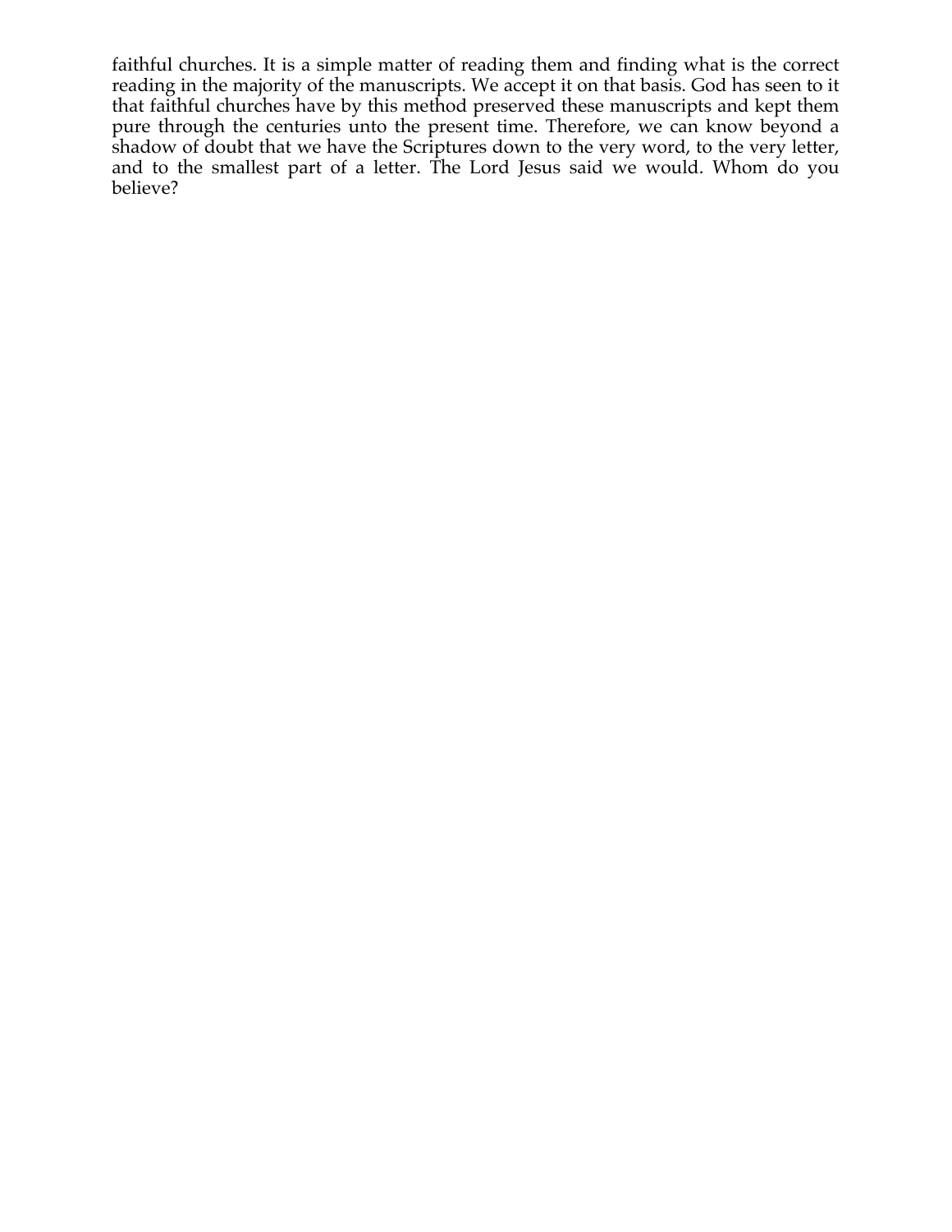faithful churches. It is a simple matter of reading them and finding what is the correct reading in the majority of the manuscripts. We accept it on that basis. God has seen to it that faithful churches have by this method preserved these manuscripts and kept them pure through the centuries unto the present time. Therefore, we can know beyond a shadow of doubt that we have the Scriptures down to the very word, to the very letter, and to the smallest part of a letter. The Lord Jesus said we would. Whom do you believe?